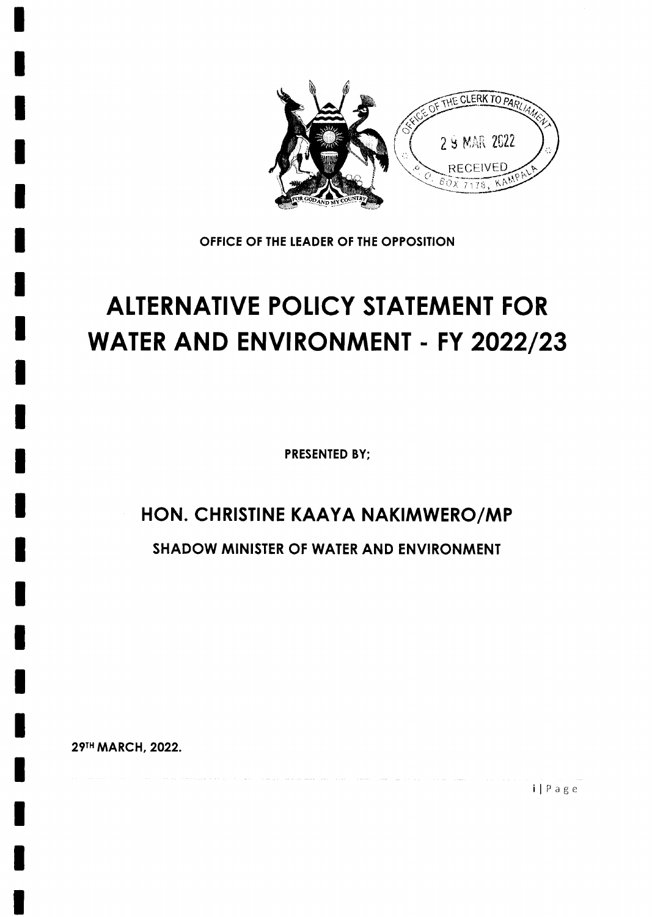OFFICE OF THE CLERK TO PARLIAMENT
29 MAR 2022
RECEIVED
P. O. BOX 7178, KAMPALA

FOR GOD AND MY COUNTRY

**OFFICE OF THE LEADER OF THE OPPOSITION**

# ALTERNATIVE POLICY STATEMENT FOR WATER AND ENVIRONMENT - FY 2022/23

**PRESENTED BY;**

## HON. CHRISTINE KAAYA NAKIMWERO/MP

### SHADOW MINISTER OF WATER AND ENVIRONMENT

**29TH MARCH, 2022.**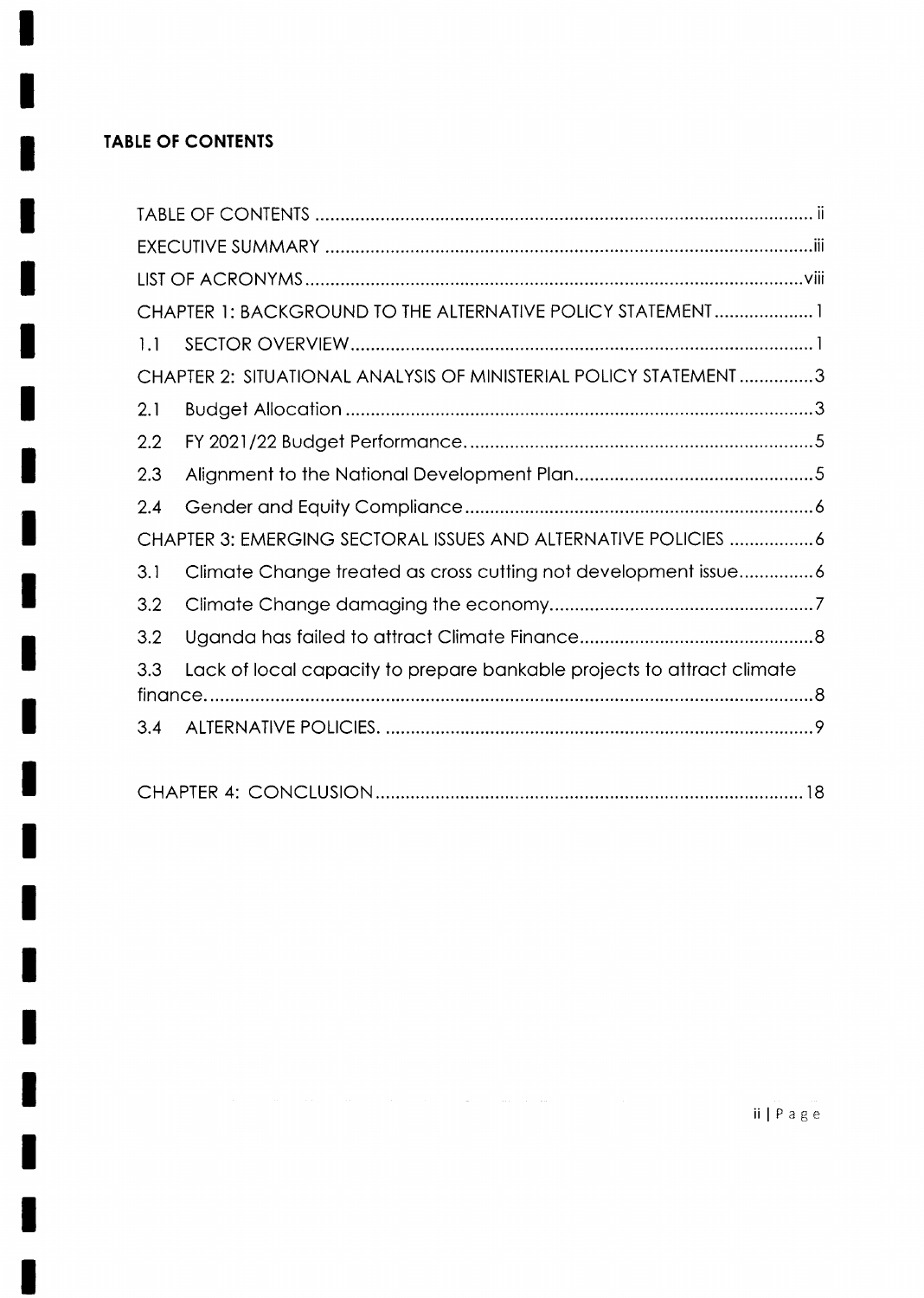## TABLE OF CONTENTS

| | |
|---|---|
| TABLE OF CONTENTS | ii |
| EXECUTIVE SUMMARY | iii |
| LIST OF ACRONYMS | viii |
| CHAPTER 1: BACKGROUND TO THE ALTERNATIVE POLICY STATEMENT | 1 |
| 1.1 SECTOR OVERVIEW | 1 |
| CHAPTER 2: SITUATIONAL ANALYSIS OF MINISTERIAL POLICY STATEMENT | 3 |
| 2.1 Budget Allocation | 3 |
| 2.2 FY 2021/22 Budget Performance. | 5 |
| 2.3 Alignment to the National Development Plan | 5 |
| 2.4 Gender and Equity Compliance | 6 |
| CHAPTER 3: EMERGING SECTORAL ISSUES AND ALTERNATIVE POLICIES | 6 |
| 3.1 Climate Change treated as cross cutting not development issue | 6 |
| 3.2 Climate Change damaging the economy | 7 |
| 3.2 Uganda has failed to attract Climate Finance | 8 |
| 3.3 Lack of local capacity to prepare bankable projects to attract climate finance. | 8 |
| 3.4 ALTERNATIVE POLICIES. | 9 |
| CHAPTER 4: CONCLUSION | 18 |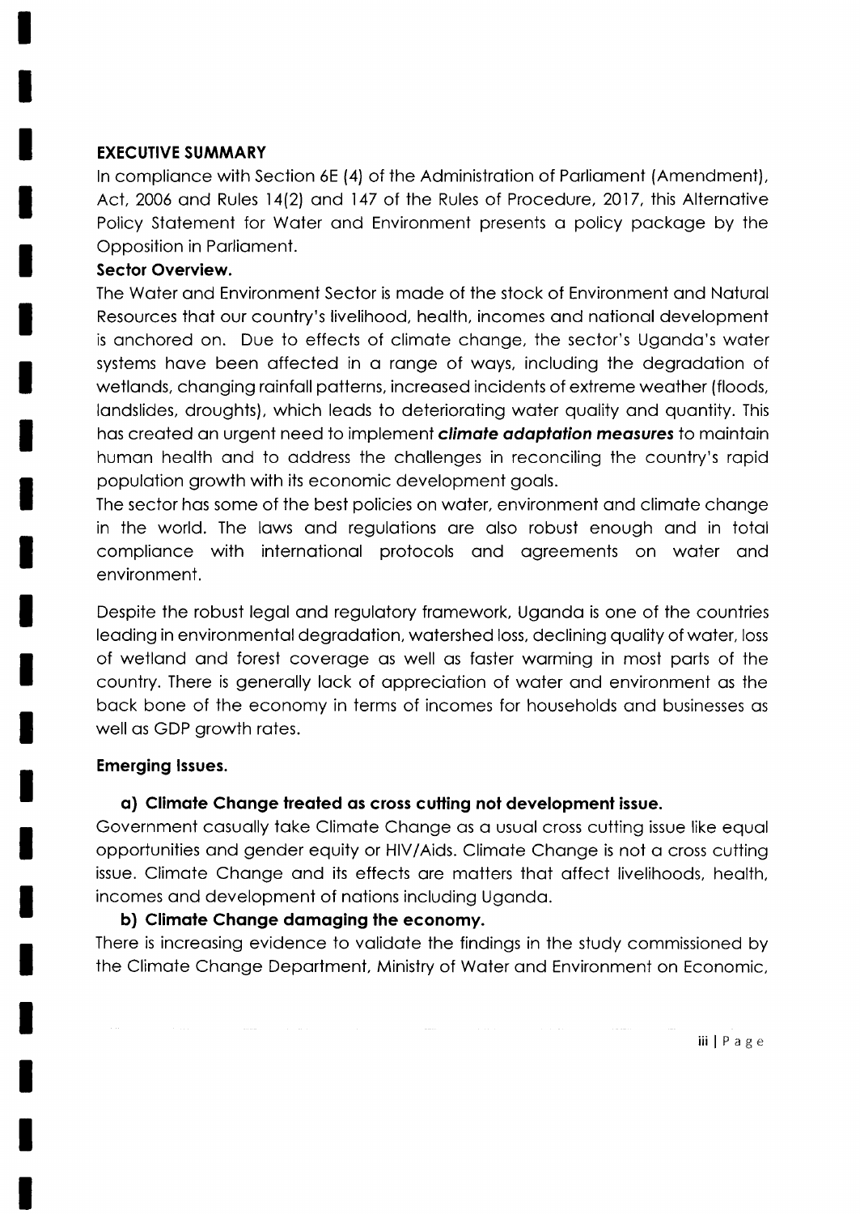## EXECUTIVE SUMMARY

In compliance with Section 6E (4) of the Administration of Parliament (Amendment), Act, 2006 and Rules 14(2) and 147 of the Rules of Procedure, 2017, this Alternative Policy Statement for Water and Environment presents a policy package by the Opposition in Parliament.

### Sector Overview.

The Water and Environment Sector is made of the stock of Environment and Natural Resources that our country's livelihood, health, incomes and national development is anchored on. Due to effects of climate change, the sector's Uganda's water systems have been affected in a range of ways, including the degradation of wetlands, changing rainfall patterns, increased incidents of extreme weather (floods, landslides, droughts), which leads to deteriorating water quality and quantity. This has created an urgent need to implement ***climate adaptation measures*** to maintain human health and to address the challenges in reconciling the country's rapid population growth with its economic development goals.

The sector has some of the best policies on water, environment and climate change in the world. The laws and regulations are also robust enough and in total compliance with international protocols and agreements on water and environment.

Despite the robust legal and regulatory framework, Uganda is one of the countries leading in environmental degradation, watershed loss, declining quality of water, loss of wetland and forest coverage as well as faster warming in most parts of the country. There is generally lack of appreciation of water and environment as the back bone of the economy in terms of incomes for households and businesses as well as GDP growth rates.

### Emerging Issues.

**a) Climate Change treated as cross cutting not development issue.**

Government casually take Climate Change as a usual cross cutting issue like equal opportunities and gender equity or HIV/Aids. Climate Change is not a cross cutting issue. Climate Change and its effects are matters that affect livelihoods, health, incomes and development of nations including Uganda.

**b) Climate Change damaging the economy.**

There is increasing evidence to validate the findings in the study commissioned by the Climate Change Department, Ministry of Water and Environment on Economic,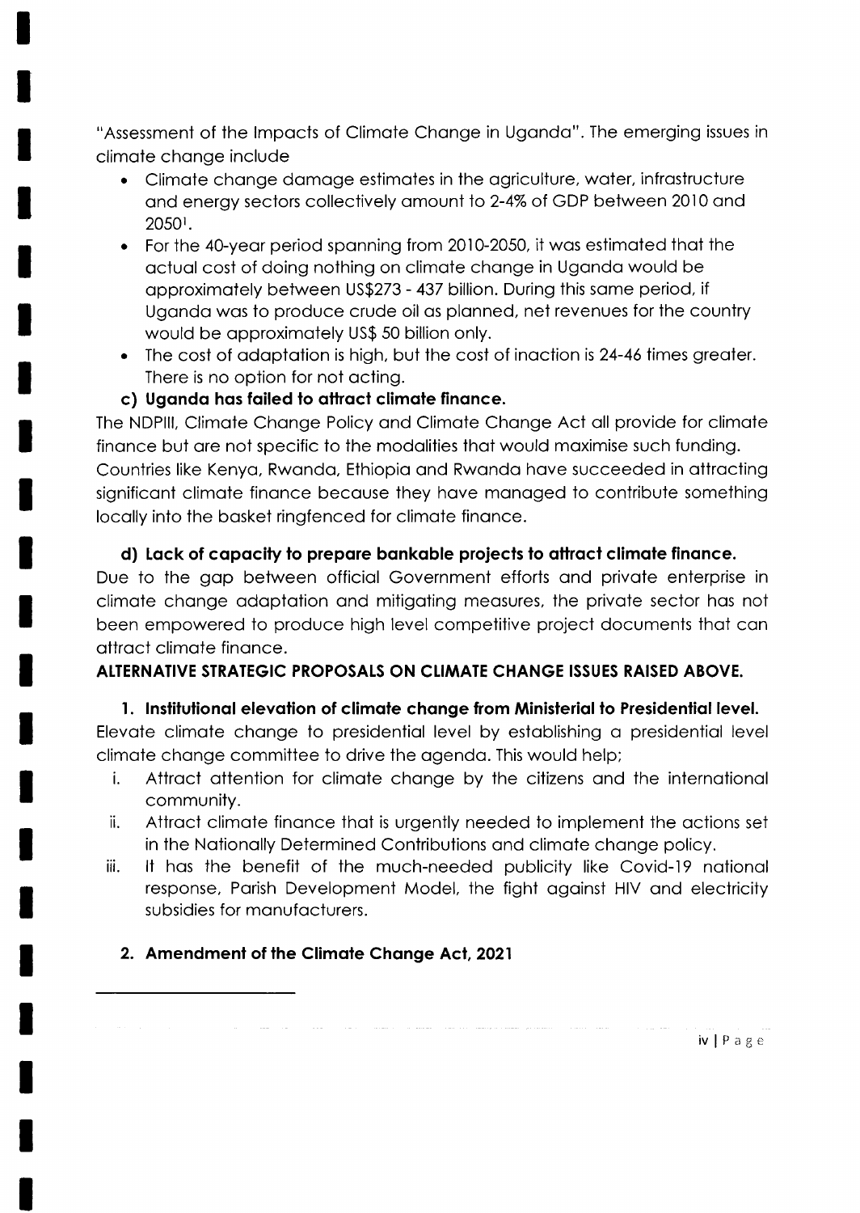"Assessment of the Impacts of Climate Change in Uganda". The emerging issues in climate change include

- Climate change damage estimates in the agriculture, water, infrastructure and energy sectors collectively amount to 2-4% of GDP between 2010 and 2050[1].
- For the 40-year period spanning from 2010-2050, it was estimated that the actual cost of doing nothing on climate change in Uganda would be approximately between US$273 - 437 billion. During this same period, if Uganda was to produce crude oil as planned, net revenues for the country would be approximately US$ 50 billion only.
- The cost of adaptation is high, but the cost of inaction is 24-46 times greater. There is no option for not acting.

**c) Uganda has failed to attract climate finance.**

The NDPIII, Climate Change Policy and Climate Change Act all provide for climate finance but are not specific to the modalities that would maximise such funding. Countries like Kenya, Rwanda, Ethiopia and Rwanda have succeeded in attracting significant climate finance because they have managed to contribute something locally into the basket ringfenced for climate finance.

**d) Lack of capacity to prepare bankable projects to attract climate finance.**

Due to the gap between official Government efforts and private enterprise in climate change adaptation and mitigating measures, the private sector has not been empowered to produce high level competitive project documents that can attract climate finance.

**ALTERNATIVE STRATEGIC PROPOSALS ON CLIMATE CHANGE ISSUES RAISED ABOVE.**

**1. Institutional elevation of climate change from Ministerial to Presidential level.**

Elevate climate change to presidential level by establishing a presidential level climate change committee to drive the agenda. This would help;

i. Attract attention for climate change by the citizens and the international community.
ii. Attract climate finance that is urgently needed to implement the actions set in the Nationally Determined Contributions and climate change policy.
iii. It has the benefit of the much-needed publicity like Covid-19 national response, Parish Development Model, the fight against HIV and electricity subsidies for manufacturers.

**2. Amendment of the Climate Change Act, 2021**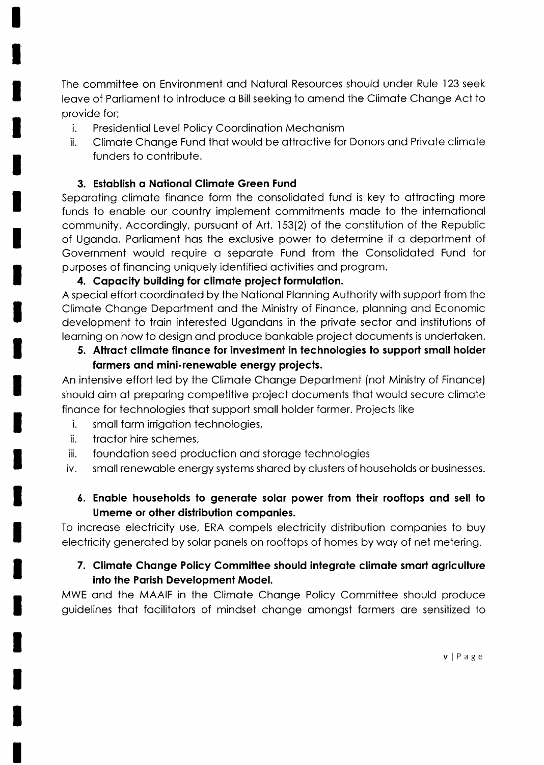The committee on Environment and Natural Resources should under Rule 123 seek leave of Parliament to introduce a Bill seeking to amend the Climate Change Act to provide for;

i. Presidential Level Policy Coordination Mechanism
ii. Climate Change Fund that would be attractive for Donors and Private climate funders to contribute.

**3. Establish a National Climate Green Fund**

Separating climate finance form the consolidated fund is key to attracting more funds to enable our country implement commitments made to the international community. Accordingly, pursuant of Art. 153(2) of the constitution of the Republic of Uganda, Parliament has the exclusive power to determine if a department of Government would require a separate Fund from the Consolidated Fund for purposes of financing uniquely identified activities and program.

**4. Capacity building for climate project formulation.**

A special effort coordinated by the National Planning Authority with support from the Climate Change Department and the Ministry of Finance, planning and Economic development to train interested Ugandans in the private sector and institutions of learning on how to design and produce bankable project documents is undertaken.

**5. Attract climate finance for investment in technologies to support small holder farmers and mini-renewable energy projects.**

An intensive effort led by the Climate Change Department (not Ministry of Finance) should aim at preparing competitive project documents that would secure climate finance for technologies that support small holder farmer. Projects like

i. small farm irrigation technologies,
ii. tractor hire schemes,
iii. foundation seed production and storage technologies
iv. small renewable energy systems shared by clusters of households or businesses.

**6. Enable households to generate solar power from their rooftops and sell to Umeme or other distribution companies.**

To increase electricity use, ERA compels electricity distribution companies to buy electricity generated by solar panels on rooftops of homes by way of net metering.

**7. Climate Change Policy Committee should integrate climate smart agriculture into the Parish Development Model.**

MWE and the MAAIF in the Climate Change Policy Committee should produce guidelines that facilitators of mindset change amongst farmers are sensitized to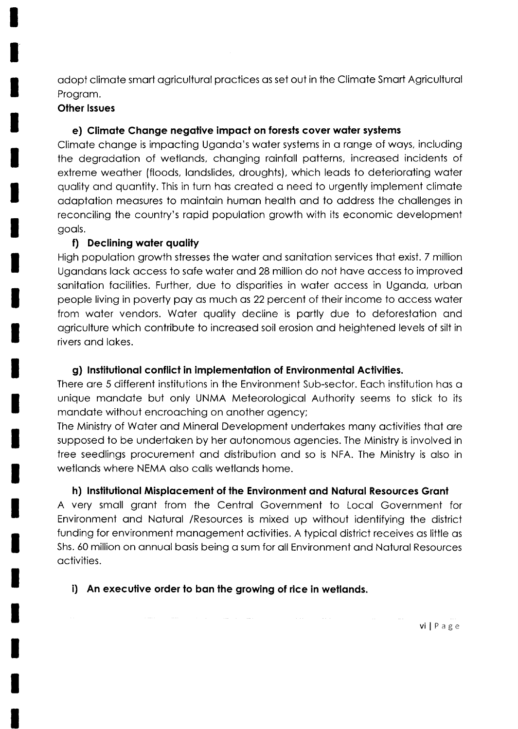adopt climate smart agricultural practices as set out in the Climate Smart Agricultural Program.

**Other Issues**

**e) Climate Change negative impact on forests cover water systems**

Climate change is impacting Uganda's water systems in a range of ways, including the degradation of wetlands, changing rainfall patterns, increased incidents of extreme weather (floods, landslides, droughts), which leads to deteriorating water quality and quantity. This in turn has created a need to urgently implement climate adaptation measures to maintain human health and to address the challenges in reconciling the country's rapid population growth with its economic development goals.

**f) Declining water quality**

High population growth stresses the water and sanitation services that exist. 7 million Ugandans lack access to safe water and 28 million do not have access to improved sanitation facilities. Further, due to disparities in water access in Uganda, urban people living in poverty pay as much as 22 percent of their income to access water from water vendors. Water quality decline is partly due to deforestation and agriculture which contribute to increased soil erosion and heightened levels of silt in rivers and lakes.

**g) Institutional conflict in implementation of Environmental Activities.**

There are 5 different institutions in the Environment Sub-sector. Each institution has a unique mandate but only UNMA Meteorological Authority seems to stick to its mandate without encroaching on another agency;

The Ministry of Water and Mineral Development undertakes many activities that are supposed to be undertaken by her autonomous agencies. The Ministry is involved in tree seedlings procurement and distribution and so is NFA. The Ministry is also in wetlands where NEMA also calls wetlands home.

**h) Institutional Misplacement of the Environment and Natural Resources Grant**

A very small grant from the Central Government to Local Government for Environment and Natural /Resources is mixed up without identifying the district funding for environment management activities. A typical district receives as little as Shs. 60 million on annual basis being a sum for all Environment and Natural Resources activities.

**i) An executive order to ban the growing of rice in wetlands.**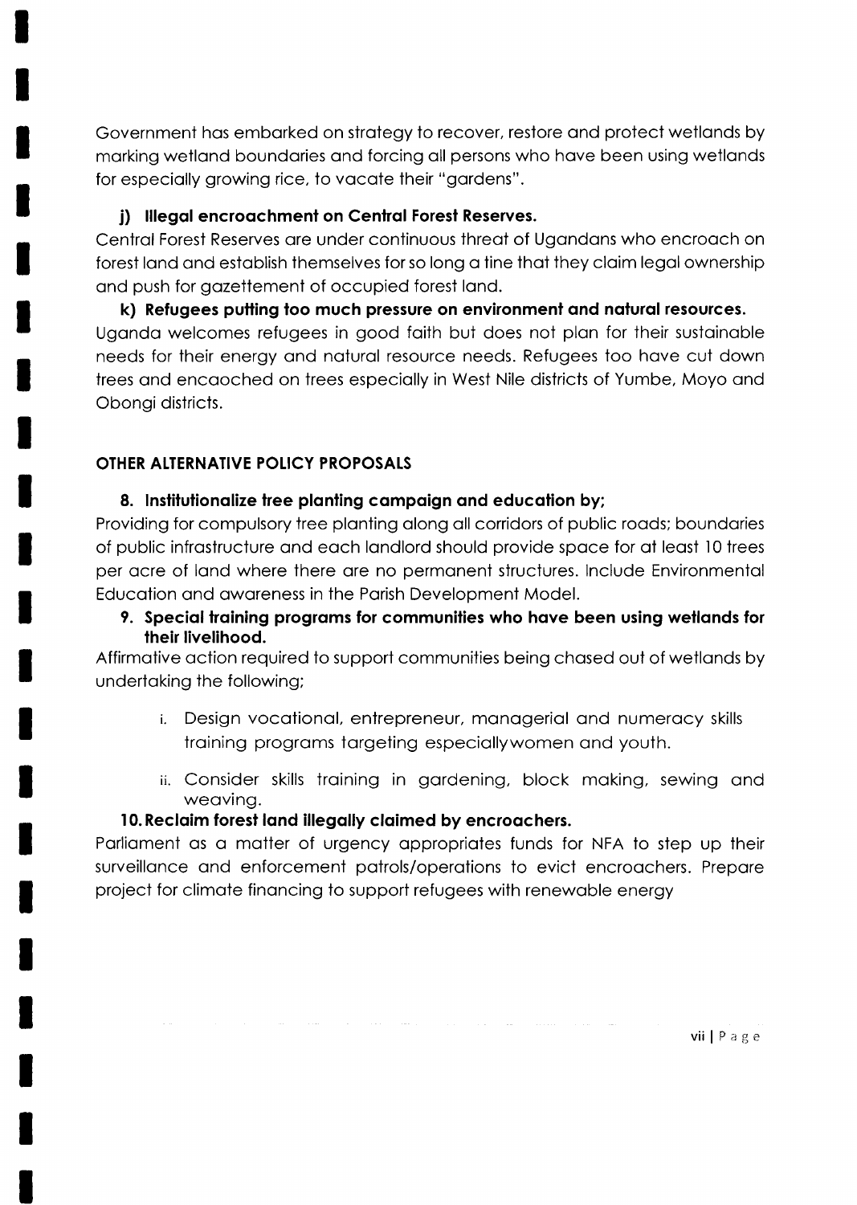Government has embarked on strategy to recover, restore and protect wetlands by marking wetland boundaries and forcing all persons who have been using wetlands for especially growing rice, to vacate their "gardens".

**j) Illegal encroachment on Central Forest Reserves.**

Central Forest Reserves are under continuous threat of Ugandans who encroach on forest land and establish themselves for so long a tine that they claim legal ownership and push for gazettement of occupied forest land.

**k) Refugees putting too much pressure on environment and natural resources.**

Uganda welcomes refugees in good faith but does not plan for their sustainable needs for their energy and natural resource needs. Refugees too have cut down trees and encaoched on trees especially in West Nile districts of Yumbe, Moyo and Obongi districts.

## OTHER ALTERNATIVE POLICY PROPOSALS

**8. Institutionalize tree planting campaign and education by;**

Providing for compulsory tree planting along all corridors of public roads; boundaries of public infrastructure and each landlord should provide space for at least 10 trees per acre of land where there are no permanent structures. Include Environmental Education and awareness in the Parish Development Model.

**9. Special training programs for communities who have been using wetlands for their livelihood.**

Affirmative action required to support communities being chased out of wetlands by undertaking the following;

i. Design vocational, entrepreneur, managerial and numeracy skills training programs targeting especiallywomen and youth.

ii. Consider skills training in gardening, block making, sewing and weaving.

**10. Reclaim forest land illegally claimed by encroachers.**

Parliament as a matter of urgency appropriates funds for NFA to step up their surveillance and enforcement patrols/operations to evict encroachers. Prepare project for climate financing to support refugees with renewable energy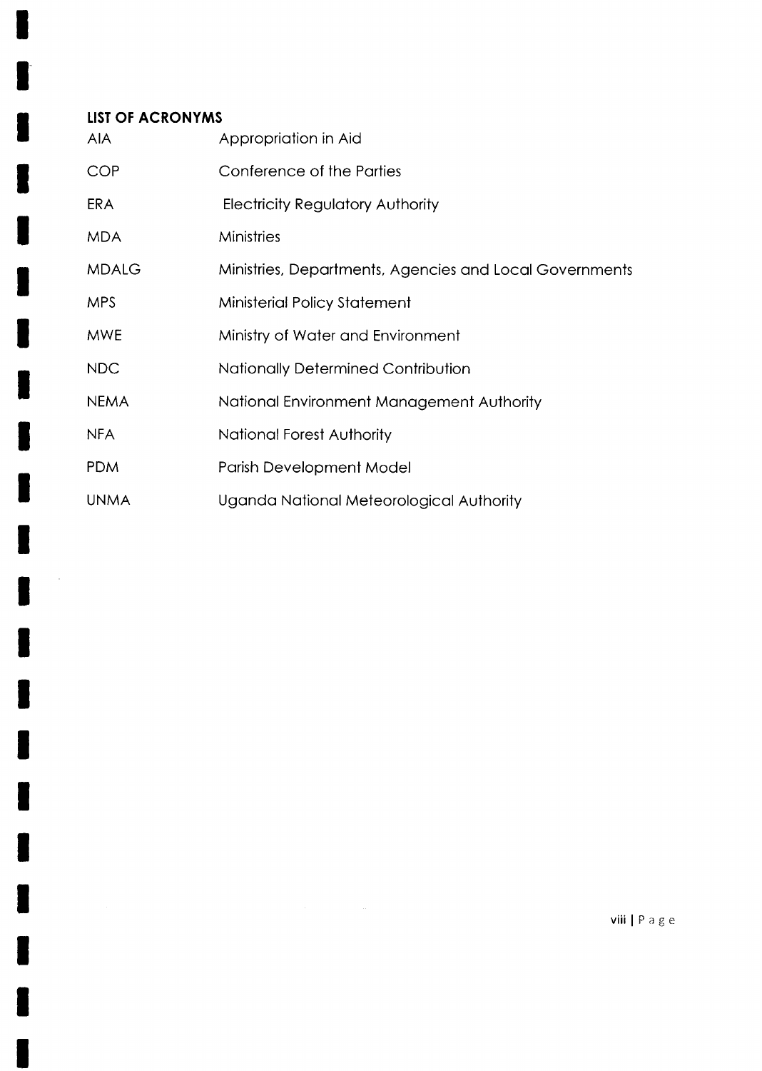## LIST OF ACRONYMS

| | |
|---|---|
| AIA | Appropriation in Aid |
| COP | Conference of the Parties |
| ERA | Electricity Regulatory Authority |
| MDA | Ministries |
| MDALG | Ministries, Departments, Agencies and Local Governments |
| MPS | Ministerial Policy Statement |
| MWE | Ministry of Water and Environment |
| NDC | Nationally Determined Contribution |
| NEMA | National Environment Management Authority |
| NFA | National Forest Authority |
| PDM | Parish Development Model |
| UNMA | Uganda National Meteorological Authority |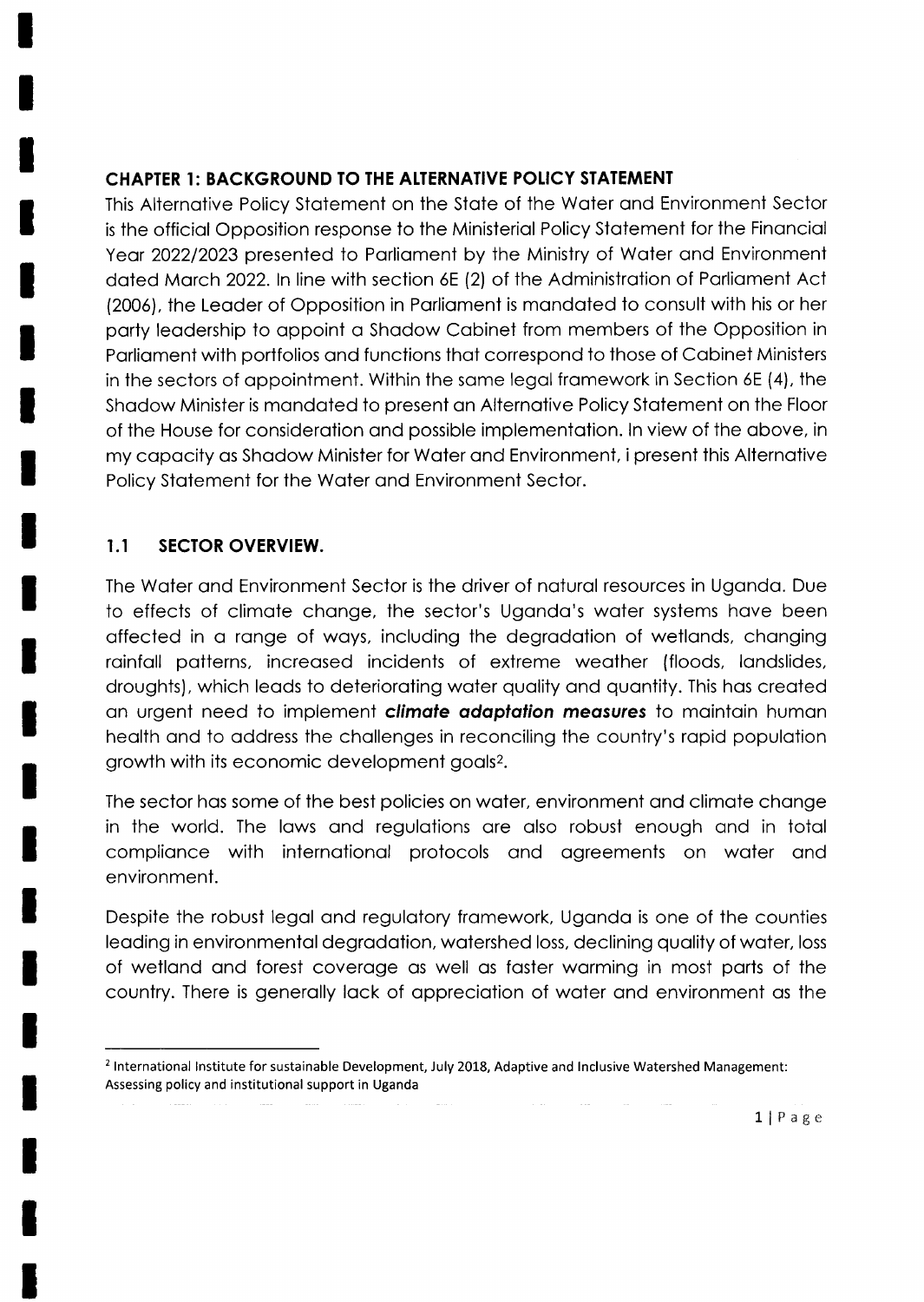## CHAPTER 1: BACKGROUND TO THE ALTERNATIVE POLICY STATEMENT

This Alternative Policy Statement on the State of the Water and Environment Sector is the official Opposition response to the Ministerial Policy Statement for the Financial Year 2022/2023 presented to Parliament by the Ministry of Water and Environment dated March 2022. In line with section 6E (2) of the Administration of Parliament Act (2006), the Leader of Opposition in Parliament is mandated to consult with his or her party leadership to appoint a Shadow Cabinet from members of the Opposition in Parliament with portfolios and functions that correspond to those of Cabinet Ministers in the sectors of appointment. Within the same legal framework in Section 6E (4), the Shadow Minister is mandated to present an Alternative Policy Statement on the Floor of the House for consideration and possible implementation. In view of the above, in my capacity as Shadow Minister for Water and Environment, i present this Alternative Policy Statement for the Water and Environment Sector.

### 1.1 SECTOR OVERVIEW.

The Water and Environment Sector is the driver of natural resources in Uganda. Due to effects of climate change, the sector's Uganda's water systems have been affected in a range of ways, including the degradation of wetlands, changing rainfall patterns, increased incidents of extreme weather (floods, landslides, droughts), which leads to deteriorating water quality and quantity. This has created an urgent need to implement ***climate adaptation measures*** to maintain human health and to address the challenges in reconciling the country's rapid population growth with its economic development goals[2].

The sector has some of the best policies on water, environment and climate change in the world. The laws and regulations are also robust enough and in total compliance with international protocols and agreements on water and environment.

Despite the robust legal and regulatory framework, Uganda is one of the counties leading in environmental degradation, watershed loss, declining quality of water, loss of wetland and forest coverage as well as faster warming in most parts of the country. There is generally lack of appreciation of water and environment as the

---

[2] International Institute for sustainable Development, July 2018, Adaptive and Inclusive Watershed Management: Assessing policy and institutional support in Uganda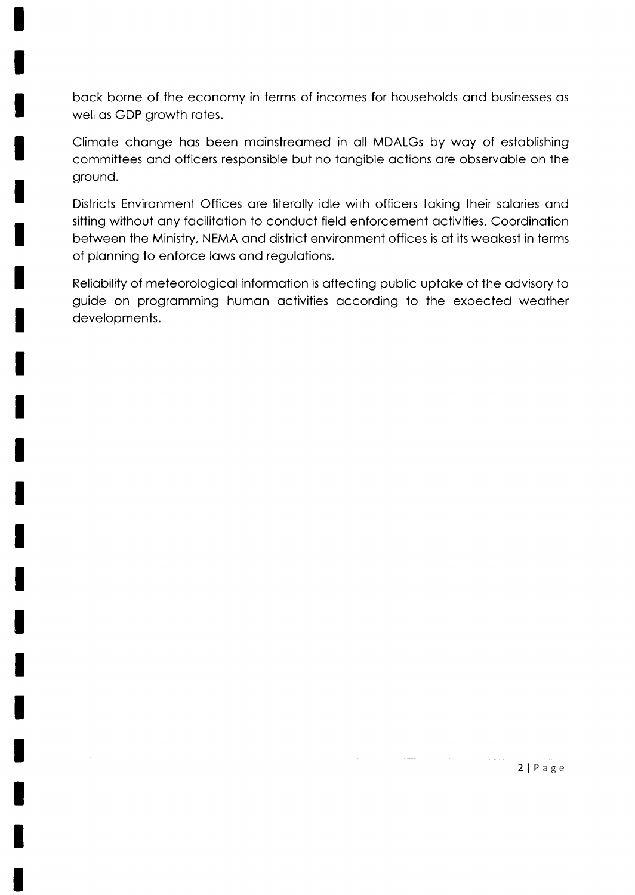back borne of the economy in terms of incomes for households and businesses as well as GDP growth rates.

Climate change has been mainstreamed in all MDALGs by way of establishing committees and officers responsible but no tangible actions are observable on the ground.

Districts Environment Offices are literally idle with officers taking their salaries and sitting without any facilitation to conduct field enforcement activities. Coordination between the Ministry, NEMA and district environment offices is at its weakest in terms of planning to enforce laws and regulations.

Reliability of meteorological information is affecting public uptake of the advisory to guide on programming human activities according to the expected weather developments.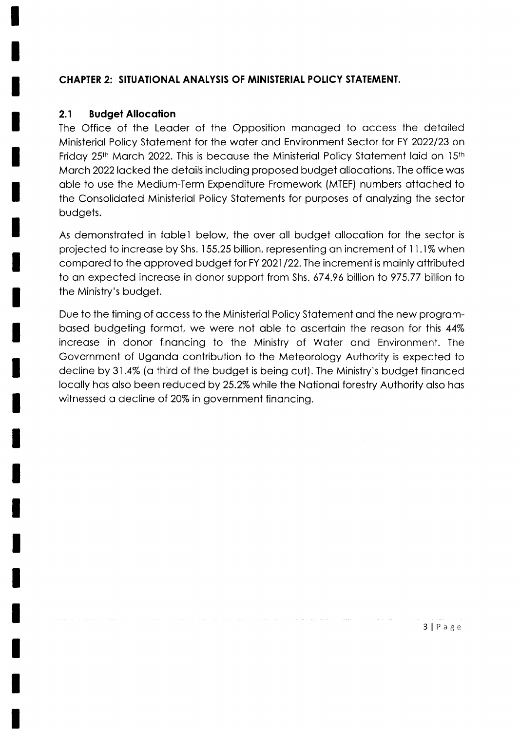## CHAPTER 2: SITUATIONAL ANALYSIS OF MINISTERIAL POLICY STATEMENT.

### 2.1 Budget Allocation

The Office of the Leader of the Opposition managed to access the detailed Ministerial Policy Statement for the water and Environment Sector for FY 2022/23 on Friday 25th March 2022. This is because the Ministerial Policy Statement laid on 15th March 2022 lacked the details including proposed budget allocations. The office was able to use the Medium-Term Expenditure Framework (MTEF) numbers attached to the Consolidated Ministerial Policy Statements for purposes of analyzing the sector budgets.

As demonstrated in table1 below, the over all budget allocation for the sector is projected to increase by Shs. 155.25 billion, representing an increment of 11.1% when compared to the approved budget for FY 2021/22. The increment is mainly attributed to an expected increase in donor support from Shs. 674.96 billion to 975.77 billion to the Ministry's budget.

Due to the timing of access to the Ministerial Policy Statement and the new program-based budgeting format, we were not able to ascertain the reason for this 44% increase in donor financing to the Ministry of Water and Environment. The Government of Uganda contribution to the Meteorology Authority is expected to decline by 31.4% (a third of the budget is being cut). The Ministry's budget financed locally has also been reduced by 25.2% while the National forestry Authority also has witnessed a decline of 20% in government financing.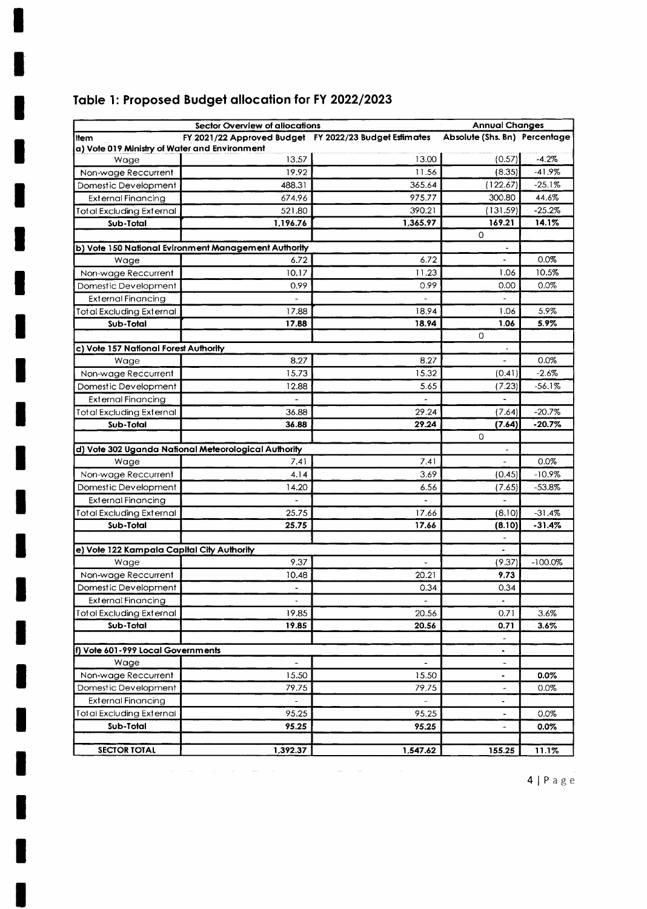## Table 1: Proposed Budget allocation for FY 2022/2023

| Sector Overview of allocations | | | Annual Changes | |
|---|---|---|---|---|
| Item | FY 2021/22 Approved Budget | FY 2022/23 Budget Estimates | Absolute (Shs. Bn) | Percentage |
| **a) Vote 019 Ministry of Water and Environment** | | | | |
| Wage | 13.57 | 13.00 | (0.57) | -4.2% |
| Non-wage Reccurrent | 19.92 | 11.56 | (8.35) | -41.9% |
| Domestic Development | 488.31 | 365.64 | (122.67) | -25.1% |
| External Financing | 674.96 | 975.77 | 300.80 | 44.6% |
| Total Excluding External | 521.80 | 390.21 | (131.59) | -25.2% |
| **Sub-Total** | **1,196.76** | **1,365.97** | **169.21** | **14.1%** |
| | | | 0 | |
| **b) Vote 150 National Evironment Management Authority** | | | - | |
| Wage | 6.72 | 6.72 | - | 0.0% |
| Non-wage Reccurrent | 10.17 | 11.23 | 1.06 | 10.5% |
| Domestic Development | 0.99 | 0.99 | 0.00 | 0.0% |
| External Financing | - | - | - | |
| Total Excluding External | 17.88 | 18.94 | 1.06 | 5.9% |
| **Sub-Total** | **17.88** | **18.94** | **1.06** | **5.9%** |
| | | | 0 | |
| **c) Vote 157 National Forest Authority** | | | - | |
| Wage | 8.27 | 8.27 | - | 0.0% |
| Non-wage Reccurrent | 15.73 | 15.32 | (0.41) | -2.6% |
| Domestic Development | 12.88 | 5.65 | (7.23) | -56.1% |
| External Financing | - | - | - | |
| Total Excluding External | 36.88 | 29.24 | (7.64) | -20.7% |
| **Sub-Total** | **36.88** | **29.24** | **(7.64)** | **-20.7%** |
| | | | 0 | |
| **d) Vote 302 Uganda National Meteorological Authority** | | | - | |
| Wage | 7.41 | 7.41 | - | 0.0% |
| Non-wage Reccurrent | 4.14 | 3.69 | (0.45) | -10.9% |
| Domestic Development | 14.20 | 6.56 | (7.65) | -53.8% |
| External Financing | - | - | - | |
| Total Excluding External | 25.75 | 17.66 | (8.10) | -31.4% |
| **Sub-Total** | **25.75** | **17.66** | **(8.10)** | **-31.4%** |
| | | | - | |
| **e) Vote 122 Kampala Capital City Authority** | | | - | |
| Wage | 9.37 | - | (9.37) | -100.0% |
| Non-wage Reccurrent | 10.48 | 20.21 | **9.73** | |
| Domestic Development | - | 0.34 | 0.34 | |
| External Financing | - | - | - | |
| Total Excluding External | 19.85 | 20.56 | 0.71 | 3.6% |
| **Sub-Total** | **19.85** | **20.56** | **0.71** | **3.6%** |
| | | | - | |
| **f) Vote 601-999 Local Governments** | | | - | |
| Wage | - | - | - | |
| Non-wage Reccurrent | 15.50 | 15.50 | - | **0.0%** |
| Domestic Development | 79.75 | 79.75 | - | 0.0% |
| External Financing | - | - | - | |
| Total Excluding External | 95.25 | 95.25 | - | 0.0% |
| **Sub-Total** | **95.25** | **95.25** | - | **0.0%** |
| | | | | |
| **SECTOR TOTAL** | **1,392.37** | **1,547.62** | **155.25** | **11.1%** |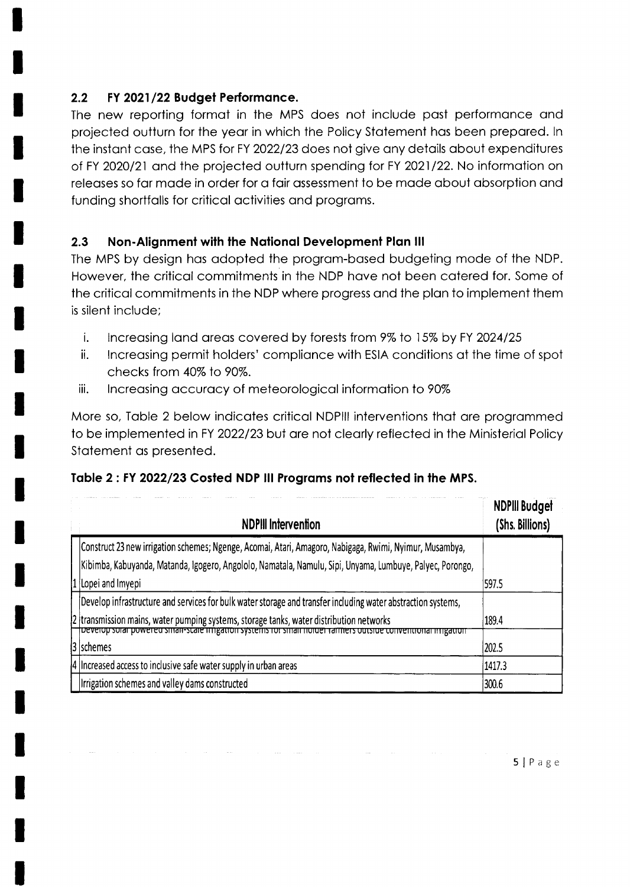## 2.2 FY 2021/22 Budget Performance.

The new reporting format in the MPS does not include past performance and projected outturn for the year in which the Policy Statement has been prepared. In the instant case, the MPS for FY 2022/23 does not give any details about expenditures of FY 2020/21 and the projected outturn spending for FY 2021/22. No information on releases so far made in order for a fair assessment to be made about absorption and funding shortfalls for critical activities and programs.

## 2.3 Non-Alignment with the National Development Plan III

The MPS by design has adopted the program-based budgeting mode of the NDP. However, the critical commitments in the NDP have not been catered for. Some of the critical commitments in the NDP where progress and the plan to implement them is silent include;

i. Increasing land areas covered by forests from 9% to 15% by FY 2024/25
ii. Increasing permit holders' compliance with ESIA conditions at the time of spot checks from 40% to 90%.
iii. Increasing accuracy of meteorological information to 90%

More so, Table 2 below indicates critical NDPIII interventions that are programmed to be implemented in FY 2022/23 but are not clearly reflected in the Ministerial Policy Statement as presented.

**Table 2 : FY 2022/23 Costed NDP III Programs not reflected in the MPS.**

| | NDPIII Intervention | NDPIII Budget (Shs. Billions) |
|---|---|---|
| 1 | Construct 23 new irrigation schemes; Ngenge, Acomai, Atari, Amagoro, Nabigaga, Rwimi, Nyimur, Musambya, Kibimba, Kabuyanda, Matanda, Igogero, Angololo, Namatala, Namulu, Sipi, Unyama, Lumbuye, Palyec, Porongo, Lopei and Imyepi | 597.5 |
| 2 | Develop infrastructure and services for bulk water storage and transfer including water abstraction systems, transmission mains, water pumping systems, storage tanks, water distribution networks | 189.4 |
| 3 | Develop solar powered small-scale irrigation systems for small holder farmers outside conventional irrigation schemes | 202.5 |
| 4 | Increased access to inclusive safe water supply in urban areas | 1417.3 |
| | Irrigation schemes and valley dams constructed | 300.6 |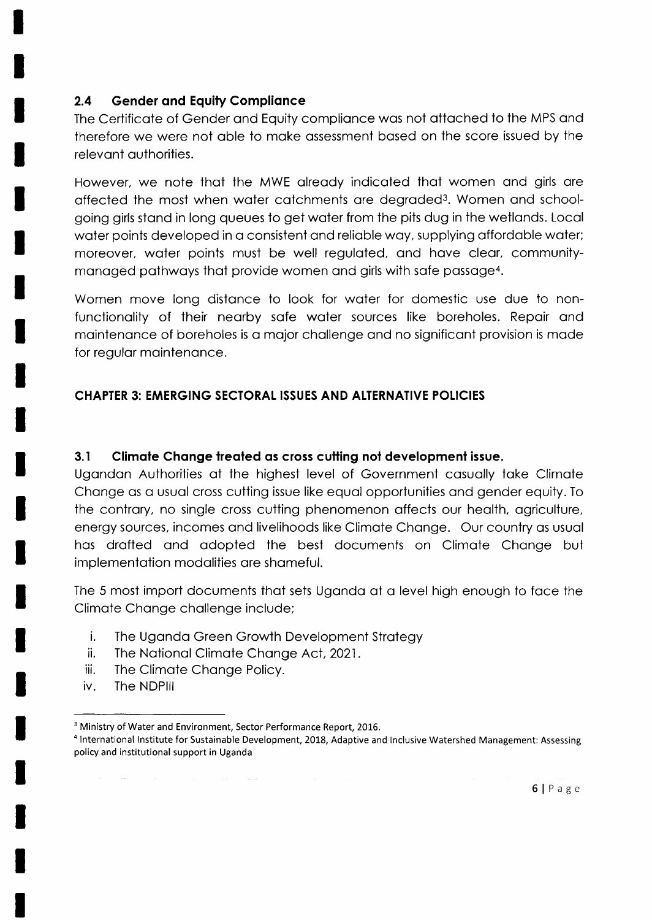## 2.4 Gender and Equity Compliance

The Certificate of Gender and Equity compliance was not attached to the MPS and therefore we were not able to make assessment based on the score issued by the relevant authorities.

However, we note that the MWE already indicated that women and girls are affected the most when water catchments are degraded[3]. Women and school-going girls stand in long queues to get water from the pits dug in the wetlands. Local water points developed in a consistent and reliable way, supplying affordable water; moreover, water points must be well regulated, and have clear, community-managed pathways that provide women and girls with safe passage[4].

Women move long distance to look for water for domestic use due to non-functionality of their nearby safe water sources like boreholes. Repair and maintenance of boreholes is a major challenge and no significant provision is made for regular maintenance.

# CHAPTER 3: EMERGING SECTORAL ISSUES AND ALTERNATIVE POLICIES

## 3.1 Climate Change treated as cross cutting not development issue.

Ugandan Authorities at the highest level of Government casually take Climate Change as a usual cross cutting issue like equal opportunities and gender equity. To the contrary, no single cross cutting phenomenon affects our health, agriculture, energy sources, incomes and livelihoods like Climate Change. Our country as usual has drafted and adopted the best documents on Climate Change but implementation modalities are shameful.

The 5 most import documents that sets Uganda at a level high enough to face the Climate Change challenge include;

i. The Uganda Green Growth Development Strategy
ii. The National Climate Change Act, 2021.
iii. The Climate Change Policy.
iv. The NDPIII

---

[3] Ministry of Water and Environment, Sector Performance Report, 2016.

[4] International Institute for Sustainable Development, 2018, Adaptive and Inclusive Watershed Management: Assessing policy and institutional support in Uganda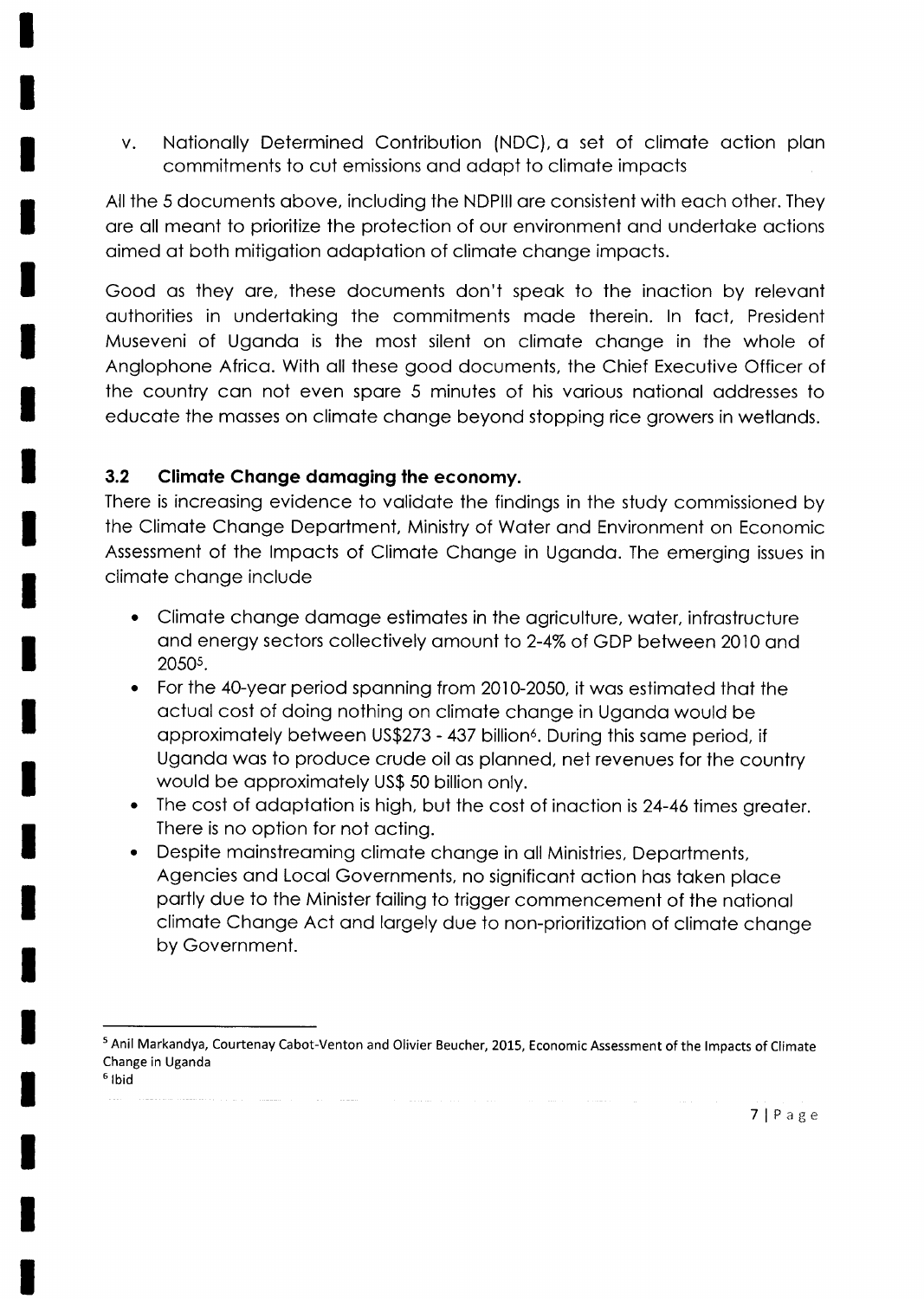v. Nationally Determined Contribution (NDC), a set of climate action plan commitments to cut emissions and adapt to climate impacts

All the 5 documents above, including the NDPIII are consistent with each other. They are all meant to prioritize the protection of our environment and undertake actions aimed at both mitigation adaptation of climate change impacts.

Good as they are, these documents don't speak to the inaction by relevant authorities in undertaking the commitments made therein. In fact, President Museveni of Uganda is the most silent on climate change in the whole of Anglophone Africa. With all these good documents, the Chief Executive Officer of the country can not even spare 5 minutes of his various national addresses to educate the masses on climate change beyond stopping rice growers in wetlands.

### 3.2 Climate Change damaging the economy.

There is increasing evidence to validate the findings in the study commissioned by the Climate Change Department, Ministry of Water and Environment on Economic Assessment of the Impacts of Climate Change in Uganda. The emerging issues in climate change include

- Climate change damage estimates in the agriculture, water, infrastructure and energy sectors collectively amount to 2-4% of GDP between 2010 and 2050[5].
- For the 40-year period spanning from 2010-2050, it was estimated that the actual cost of doing nothing on climate change in Uganda would be approximately between US$273 - 437 billion[6]. During this same period, if Uganda was to produce crude oil as planned, net revenues for the country would be approximately US$ 50 billion only.
- The cost of adaptation is high, but the cost of inaction is 24-46 times greater. There is no option for not acting.
- Despite mainstreaming climate change in all Ministries, Departments, Agencies and Local Governments, no significant action has taken place partly due to the Minister failing to trigger commencement of the national climate Change Act and largely due to non-prioritization of climate change by Government.

---

[5] Anil Markandya, Courtenay Cabot-Venton and Olivier Beucher, 2015, Economic Assessment of the Impacts of Climate Change in Uganda

[6] Ibid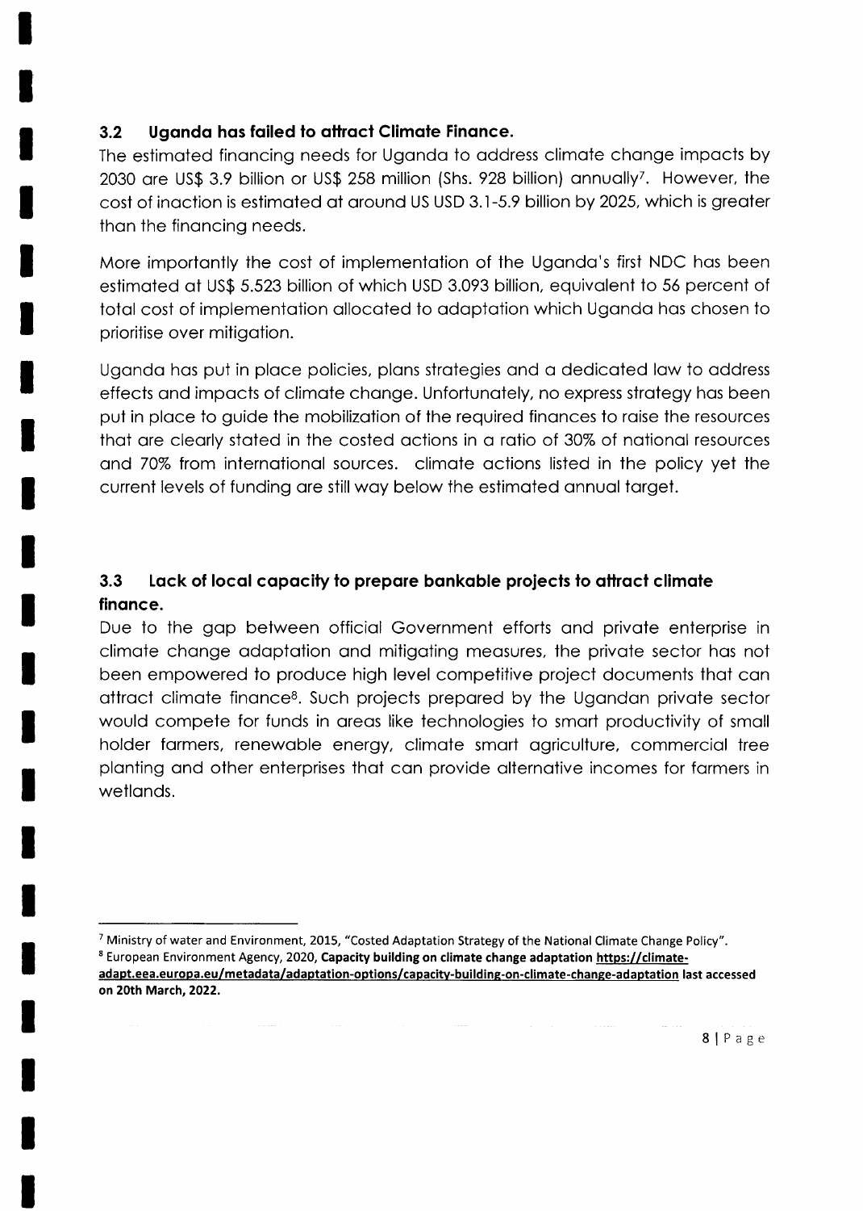### 3.2 Uganda has failed to attract Climate Finance.

The estimated financing needs for Uganda to address climate change impacts by 2030 are US$ 3.9 billion or US$ 258 million (Shs. 928 billion) annually[7]. However, the cost of inaction is estimated at around US USD 3.1-5.9 billion by 2025, which is greater than the financing needs.

More importantly the cost of implementation of the Uganda's first NDC has been estimated at US$ 5.523 billion of which USD 3.093 billion, equivalent to 56 percent of total cost of implementation allocated to adaptation which Uganda has chosen to prioritise over mitigation.

Uganda has put in place policies, plans strategies and a dedicated law to address effects and impacts of climate change. Unfortunately, no express strategy has been put in place to guide the mobilization of the required finances to raise the resources that are clearly stated in the costed actions in a ratio of 30% of national resources and 70% from international sources. climate actions listed in the policy yet the current levels of funding are still way below the estimated annual target.

### 3.3 Lack of local capacity to prepare bankable projects to attract climate finance.

Due to the gap between official Government efforts and private enterprise in climate change adaptation and mitigating measures, the private sector has not been empowered to produce high level competitive project documents that can attract climate finance[8]. Such projects prepared by the Ugandan private sector would compete for funds in areas like technologies to smart productivity of small holder farmers, renewable energy, climate smart agriculture, commercial tree planting and other enterprises that can provide alternative incomes for farmers in wetlands.

---

[7] Ministry of water and Environment, 2015, "Costed Adaptation Strategy of the National Climate Change Policy".

[8] European Environment Agency, 2020, **Capacity building on climate change adaptation https://climate-adapt.eea.europa.eu/metadata/adaptation-options/capacity-building-on-climate-change-adaptation last accessed on 20th March, 2022.**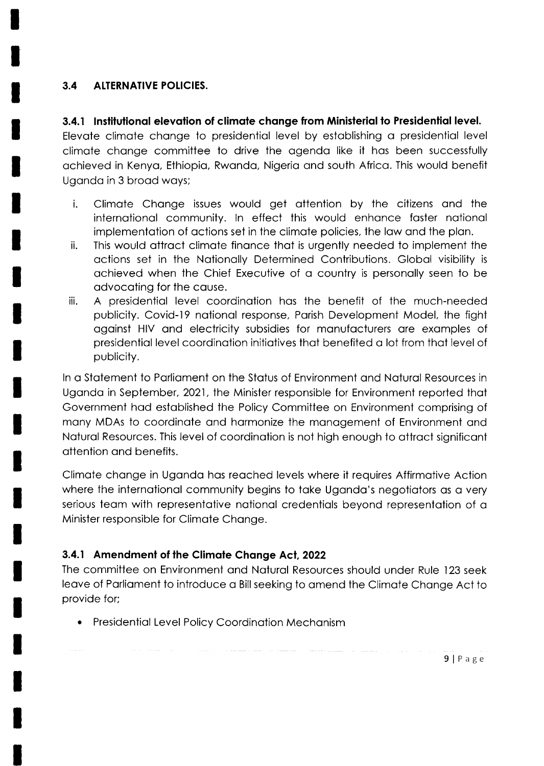## 3.4 ALTERNATIVE POLICIES.

### 3.4.1 Institutional elevation of climate change from Ministerial to Presidential level.

Elevate climate change to presidential level by establishing a presidential level climate change committee to drive the agenda like it has been successfully achieved in Kenya, Ethiopia, Rwanda, Nigeria and south Africa. This would benefit Uganda in 3 broad ways;

i. Climate Change issues would get attention by the citizens and the international community. In effect this would enhance faster national implementation of actions set in the climate policies, the law and the plan.
ii. This would attract climate finance that is urgently needed to implement the actions set in the Nationally Determined Contributions. Global visibility is achieved when the Chief Executive of a country is personally seen to be advocating for the cause.
iii. A presidential level coordination has the benefit of the much-needed publicity. Covid-19 national response, Parish Development Model, the fight against HIV and electricity subsidies for manufacturers are examples of presidential level coordination initiatives that benefited a lot from that level of publicity.

In a Statement to Parliament on the Status of Environment and Natural Resources in Uganda in September, 2021, the Minister responsible for Environment reported that Government had established the Policy Committee on Environment comprising of many MDAs to coordinate and harmonize the management of Environment and Natural Resources. This level of coordination is not high enough to attract significant attention and benefits.

Climate change in Uganda has reached levels where it requires Affirmative Action where the international community begins to take Uganda's negotiators as a very serious team with representative national credentials beyond representation of a Minister responsible for Climate Change.

### 3.4.1 Amendment of the Climate Change Act, 2022

The committee on Environment and Natural Resources should under Rule 123 seek leave of Parliament to introduce a Bill seeking to amend the Climate Change Act to provide for;

- Presidential Level Policy Coordination Mechanism